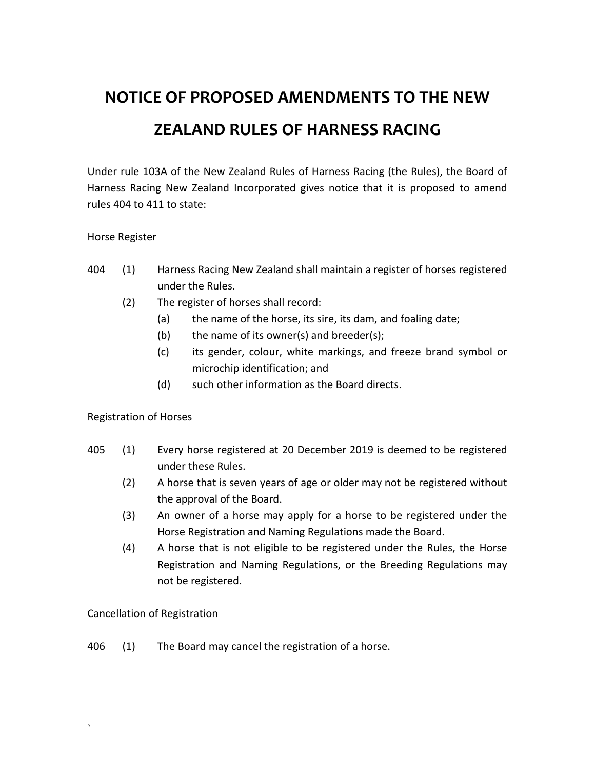# NOTICE OF PROPOSED AMENDMENTS TO THE NEW ZEALAND RULES OF HARNESS RACING

Under rule 103A of the New Zealand Rules of Harness Racing (the Rules), the Board of Harness Racing New Zealand Incorporated gives notice that it is proposed to amend rules 404 to 411 to state:

Horse Register

404 (1) Harness Racing New Zealand shall maintain a register of horses registered under the Rules.

(2) The register of horses shall record:

(a) the name of the horse, its sire, its dam, and foaling date;

(b) the name of its owner(s) and breeder(s);

(c) its gender, colour, white markings, and freeze brand symbol or microchip identification; and

(d) such other information as the Board directs.

Registration of Horses

405 (1) Every horse registered at 20 December 2019 is deemed to be registered under these Rules.

(2) A horse that is seven years of age or older may not be registered without the approval of the Board.

(3) An owner of a horse may apply for a horse to be registered under the Horse Registration and Naming Regulations made the Board.

(4) A horse that is not eligible to be registered under the Rules, the Horse Registration and Naming Regulations, or the Breeding Regulations may not be registered.

Cancellation of Registration

406 (1) The Board may cancel the registration of a horse.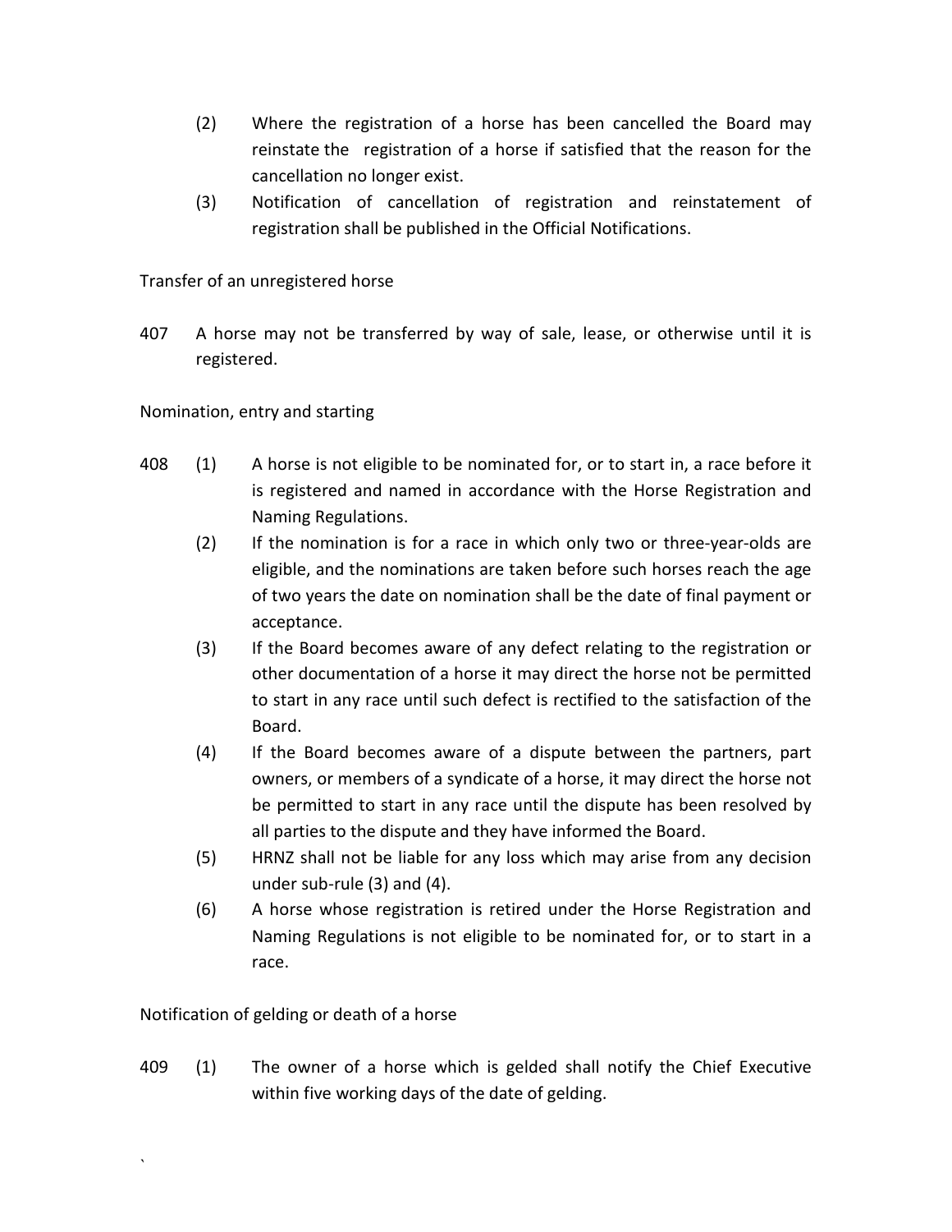(2) Where the registration of a horse has been cancelled the Board may reinstate the registration of a horse if satisfied that the reason for the cancellation no longer exist.

(3) Notification of cancellation of registration and reinstatement of registration shall be published in the Official Notifications.

Transfer of an unregistered horse

407 A horse may not be transferred by way of sale, lease, or otherwise until it is registered.

Nomination, entry and starting

408 (1) A horse is not eligible to be nominated for, or to start in, a race before it is registered and named in accordance with the Horse Registration and Naming Regulations.

(2) If the nomination is for a race in which only two or three-year-olds are eligible, and the nominations are taken before such horses reach the age of two years the date on nomination shall be the date of final payment or acceptance.

(3) If the Board becomes aware of any defect relating to the registration or other documentation of a horse it may direct the horse not be permitted to start in any race until such defect is rectified to the satisfaction of the Board.

(4) If the Board becomes aware of a dispute between the partners, part owners, or members of a syndicate of a horse, it may direct the horse not be permitted to start in any race until the dispute has been resolved by all parties to the dispute and they have informed the Board.

(5) HRNZ shall not be liable for any loss which may arise from any decision under sub-rule (3) and (4).

(6) A horse whose registration is retired under the Horse Registration and Naming Regulations is not eligible to be nominated for, or to start in a race.

Notification of gelding or death of a horse

409 (1) The owner of a horse which is gelded shall notify the Chief Executive within five working days of the date of gelding.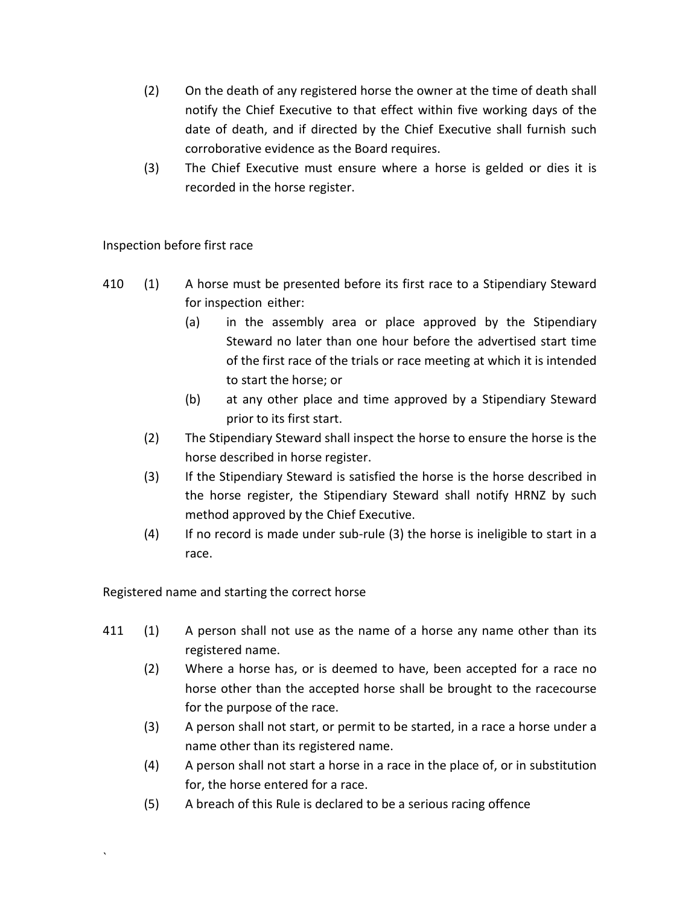(2) On the death of any registered horse the owner at the time of death shall notify the Chief Executive to that effect within five working days of the date of death, and if directed by the Chief Executive shall furnish such corroborative evidence as the Board requires.

(3) The Chief Executive must ensure where a horse is gelded or dies it is recorded in the horse register.

Inspection before first race

410 (1) A horse must be presented before its first race to a Stipendiary Steward for inspection either:

(a) in the assembly area or place approved by the Stipendiary Steward no later than one hour before the advertised start time of the first race of the trials or race meeting at which it is intended to start the horse; or

(b) at any other place and time approved by a Stipendiary Steward prior to its first start.

(2) The Stipendiary Steward shall inspect the horse to ensure the horse is the horse described in horse register.

(3) If the Stipendiary Steward is satisfied the horse is the horse described in the horse register, the Stipendiary Steward shall notify HRNZ by such method approved by the Chief Executive.

(4) If no record is made under sub-rule (3) the horse is ineligible to start in a race.

Registered name and starting the correct horse

411 (1) A person shall not use as the name of a horse any name other than its registered name.

(2) Where a horse has, or is deemed to have, been accepted for a race no horse other than the accepted horse shall be brought to the racecourse for the purpose of the race.

(3) A person shall not start, or permit to be started, in a race a horse under a name other than its registered name.

(4) A person shall not start a horse in a race in the place of, or in substitution for, the horse entered for a race.

(5) A breach of this Rule is declared to be a serious racing offence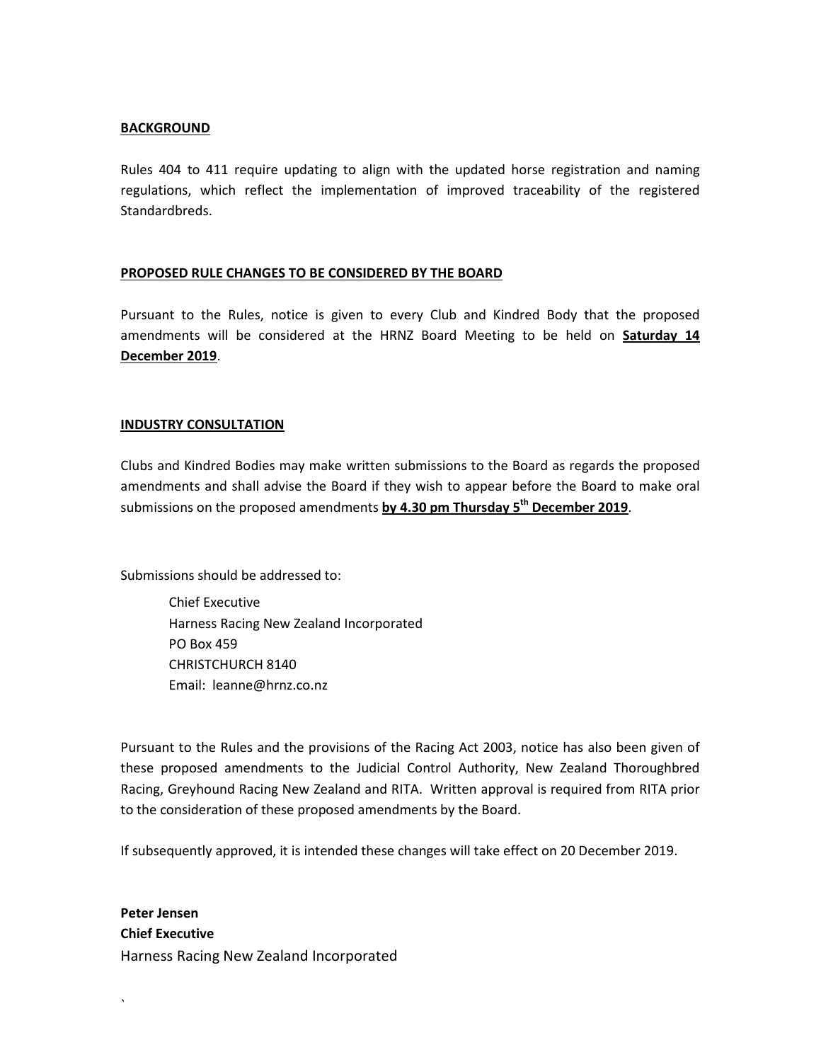**BACKGROUND**

Rules 404 to 411 require updating to align with the updated horse registration and naming regulations, which reflect the implementation of improved traceability of the registered Standardbreds.

**PROPOSED RULE CHANGES TO BE CONSIDERED BY THE BOARD**

Pursuant to the Rules, notice is given to every Club and Kindred Body that the proposed amendments will be considered at the HRNZ Board Meeting to be held on **Saturday 14 December 2019**.

**INDUSTRY CONSULTATION**

Clubs and Kindred Bodies may make written submissions to the Board as regards the proposed amendments and shall advise the Board if they wish to appear before the Board to make oral submissions on the proposed amendments **by 4.30 pm Thursday 5th December 2019**.

Submissions should be addressed to:

Chief Executive
Harness Racing New Zealand Incorporated
PO Box 459
CHRISTCHURCH 8140
Email: leanne@hrnz.co.nz

Pursuant to the Rules and the provisions of the Racing Act 2003, notice has also been given of these proposed amendments to the Judicial Control Authority, New Zealand Thoroughbred Racing, Greyhound Racing New Zealand and RITA. Written approval is required from RITA prior to the consideration of these proposed amendments by the Board.

If subsequently approved, it is intended these changes will take effect on 20 December 2019.

**Peter Jensen**
**Chief Executive**
Harness Racing New Zealand Incorporated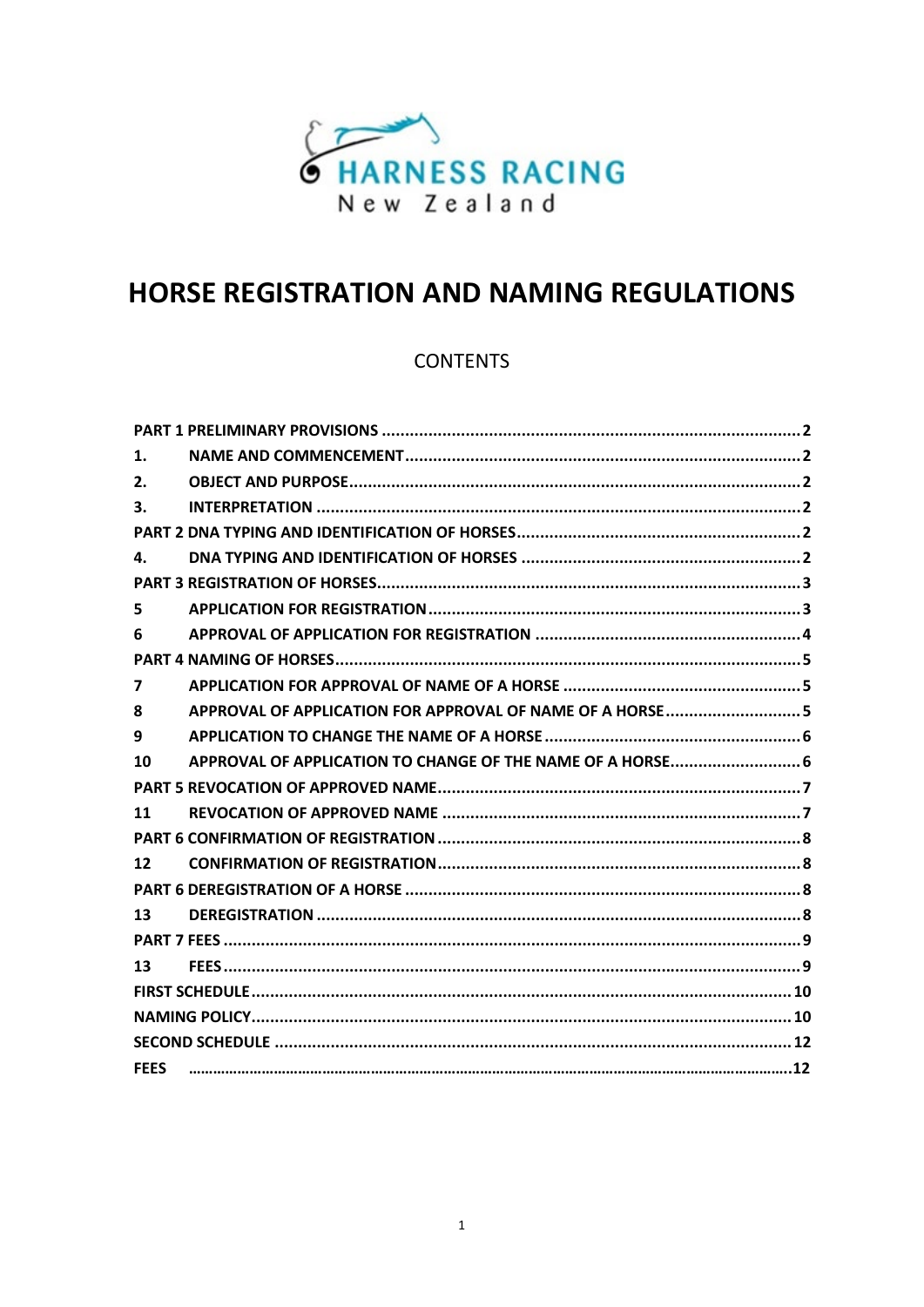# HORSE REGISTRATION AND NAMING REGULATIONS

## CONTENTS

| | | |
|---|---|---|
| **PART 1 PRELIMINARY PROVISIONS** | | **2** |
| **1.** | **NAME AND COMMENCEMENT** | **2** |
| **2.** | **OBJECT AND PURPOSE** | **2** |
| **3.** | **INTERPRETATION** | **2** |
| **PART 2 DNA TYPING AND IDENTIFICATION OF HORSES** | | **2** |
| **4.** | **DNA TYPING AND IDENTIFICATION OF HORSES** | **2** |
| **PART 3 REGISTRATION OF HORSES** | | **3** |
| **5** | **APPLICATION FOR REGISTRATION** | **3** |
| **6** | **APPROVAL OF APPLICATION FOR REGISTRATION** | **4** |
| **PART 4 NAMING OF HORSES** | | **5** |
| **7** | **APPLICATION FOR APPROVAL OF NAME OF A HORSE** | **5** |
| **8** | **APPROVAL OF APPLICATION FOR APPROVAL OF NAME OF A HORSE** | **5** |
| **9** | **APPLICATION TO CHANGE THE NAME OF A HORSE** | **6** |
| **10** | **APPROVAL OF APPLICATION TO CHANGE OF THE NAME OF A HORSE** | **6** |
| **PART 5 REVOCATION OF APPROVED NAME** | | **7** |
| **11** | **REVOCATION OF APPROVED NAME** | **7** |
| **PART 6 CONFIRMATION OF REGISTRATION** | | **8** |
| **12** | **CONFIRMATION OF REGISTRATION** | **8** |
| **PART 6 DEREGISTRATION OF A HORSE** | | **8** |
| **13** | **DEREGISTRATION** | **8** |
| **PART 7 FEES** | | **9** |
| **13** | **FEES** | **9** |
| **FIRST SCHEDULE** | | **10** |
| **NAMING POLICY** | | **10** |
| **SECOND SCHEDULE** | | **12** |
| **FEES** | | **12** |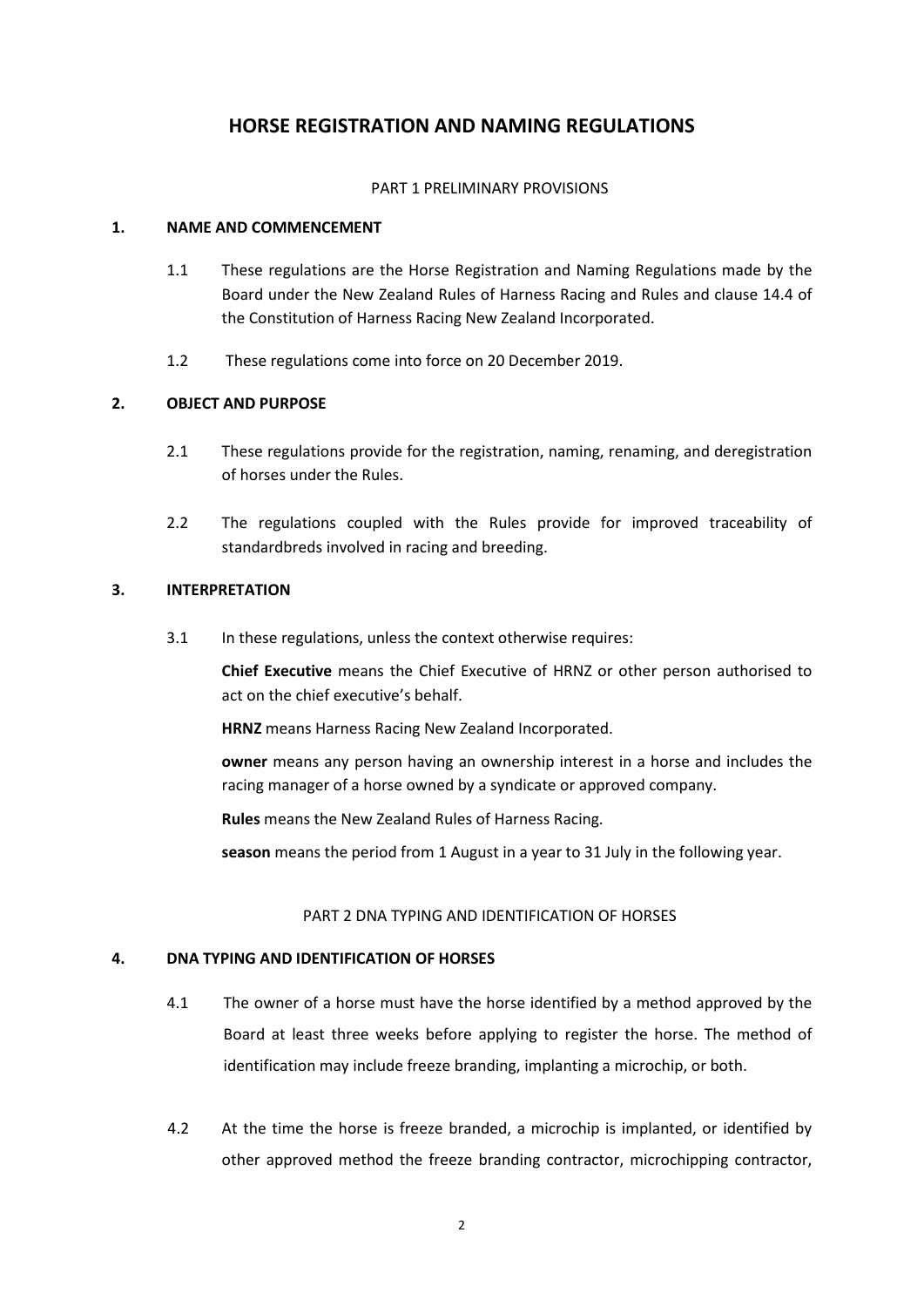# HORSE REGISTRATION AND NAMING REGULATIONS

PART 1 PRELIMINARY PROVISIONS

## 1. NAME AND COMMENCEMENT

1.1 These regulations are the Horse Registration and Naming Regulations made by the Board under the New Zealand Rules of Harness Racing and Rules and clause 14.4 of the Constitution of Harness Racing New Zealand Incorporated.

1.2 These regulations come into force on 20 December 2019.

## 2. OBJECT AND PURPOSE

2.1 These regulations provide for the registration, naming, renaming, and deregistration of horses under the Rules.

2.2 The regulations coupled with the Rules provide for improved traceability of standardbreds involved in racing and breeding.

## 3. INTERPRETATION

3.1 In these regulations, unless the context otherwise requires:

**Chief Executive** means the Chief Executive of HRNZ or other person authorised to act on the chief executive's behalf.

**HRNZ** means Harness Racing New Zealand Incorporated.

**owner** means any person having an ownership interest in a horse and includes the racing manager of a horse owned by a syndicate or approved company.

**Rules** means the New Zealand Rules of Harness Racing.

**season** means the period from 1 August in a year to 31 July in the following year.

PART 2 DNA TYPING AND IDENTIFICATION OF HORSES

## 4. DNA TYPING AND IDENTIFICATION OF HORSES

4.1 The owner of a horse must have the horse identified by a method approved by the Board at least three weeks before applying to register the horse. The method of identification may include freeze branding, implanting a microchip, or both.

4.2 At the time the horse is freeze branded, a microchip is implanted, or identified by other approved method the freeze branding contractor, microchipping contractor,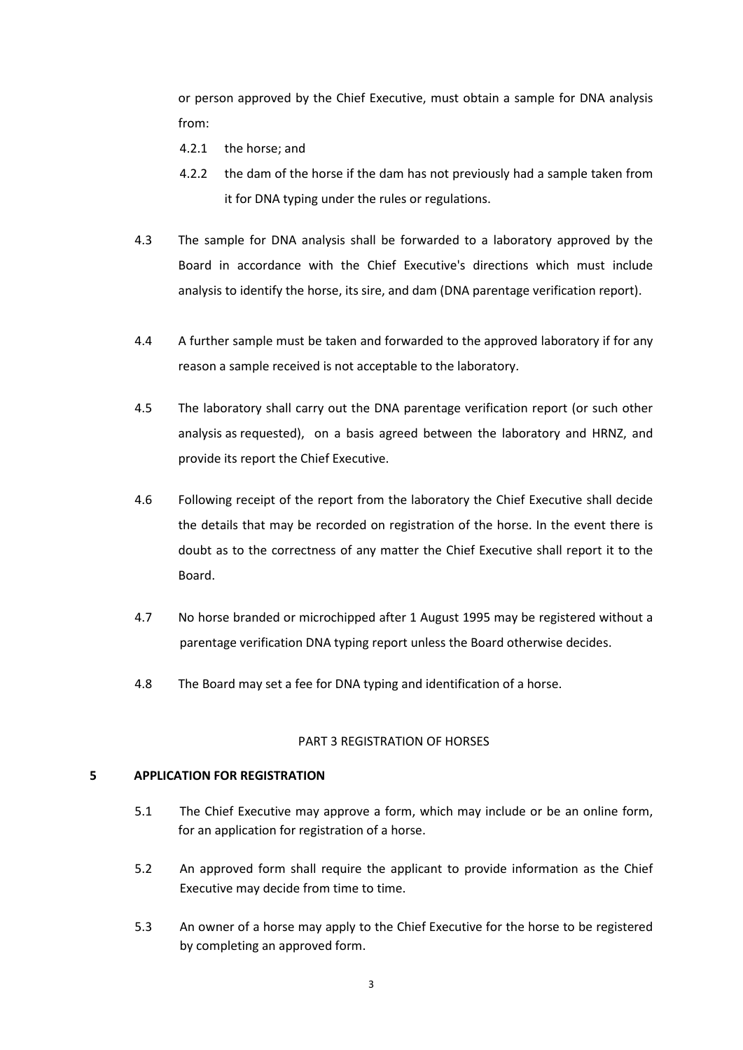or person approved by the Chief Executive, must obtain a sample for DNA analysis from:

4.2.1 the horse; and

4.2.2 the dam of the horse if the dam has not previously had a sample taken from it for DNA typing under the rules or regulations.

4.3 The sample for DNA analysis shall be forwarded to a laboratory approved by the Board in accordance with the Chief Executive's directions which must include analysis to identify the horse, its sire, and dam (DNA parentage verification report).

4.4 A further sample must be taken and forwarded to the approved laboratory if for any reason a sample received is not acceptable to the laboratory.

4.5 The laboratory shall carry out the DNA parentage verification report (or such other analysis as requested), on a basis agreed between the laboratory and HRNZ, and provide its report the Chief Executive.

4.6 Following receipt of the report from the laboratory the Chief Executive shall decide the details that may be recorded on registration of the horse. In the event there is doubt as to the correctness of any matter the Chief Executive shall report it to the Board.

4.7 No horse branded or microchipped after 1 August 1995 may be registered without a parentage verification DNA typing report unless the Board otherwise decides.

4.8 The Board may set a fee for DNA typing and identification of a horse.

## PART 3 REGISTRATION OF HORSES

### 5 APPLICATION FOR REGISTRATION

5.1 The Chief Executive may approve a form, which may include or be an online form, for an application for registration of a horse.

5.2 An approved form shall require the applicant to provide information as the Chief Executive may decide from time to time.

5.3 An owner of a horse may apply to the Chief Executive for the horse to be registered by completing an approved form.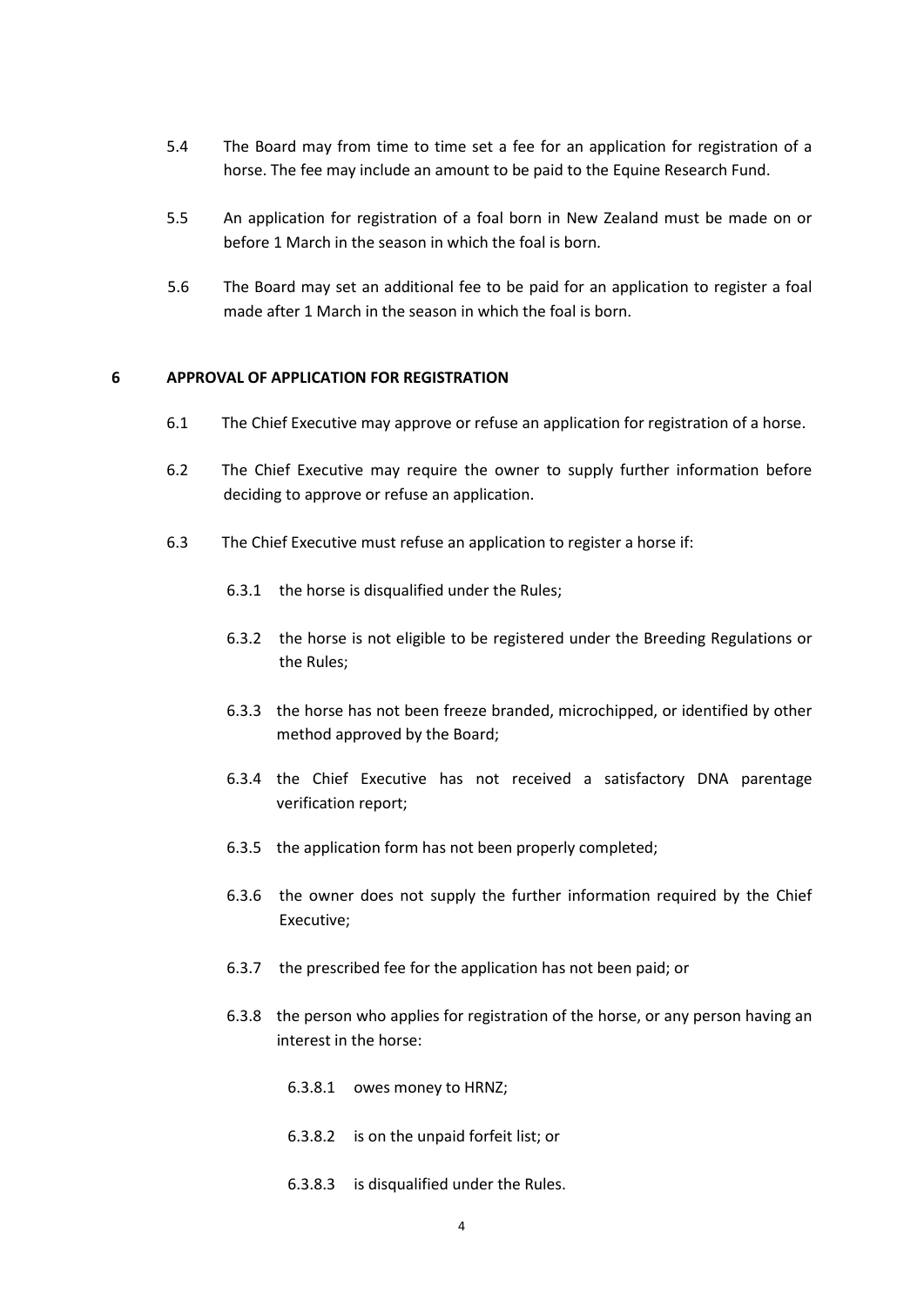5.4 The Board may from time to time set a fee for an application for registration of a horse. The fee may include an amount to be paid to the Equine Research Fund.

5.5 An application for registration of a foal born in New Zealand must be made on or before 1 March in the season in which the foal is born.

5.6 The Board may set an additional fee to be paid for an application to register a foal made after 1 March in the season in which the foal is born.

## 6 APPROVAL OF APPLICATION FOR REGISTRATION

6.1 The Chief Executive may approve or refuse an application for registration of a horse.

6.2 The Chief Executive may require the owner to supply further information before deciding to approve or refuse an application.

6.3 The Chief Executive must refuse an application to register a horse if:

6.3.1 the horse is disqualified under the Rules;

6.3.2 the horse is not eligible to be registered under the Breeding Regulations or the Rules;

6.3.3 the horse has not been freeze branded, microchipped, or identified by other method approved by the Board;

6.3.4 the Chief Executive has not received a satisfactory DNA parentage verification report;

6.3.5 the application form has not been properly completed;

6.3.6 the owner does not supply the further information required by the Chief Executive;

6.3.7 the prescribed fee for the application has not been paid; or

6.3.8 the person who applies for registration of the horse, or any person having an interest in the horse:

6.3.8.1 owes money to HRNZ;

6.3.8.2 is on the unpaid forfeit list; or

6.3.8.3 is disqualified under the Rules.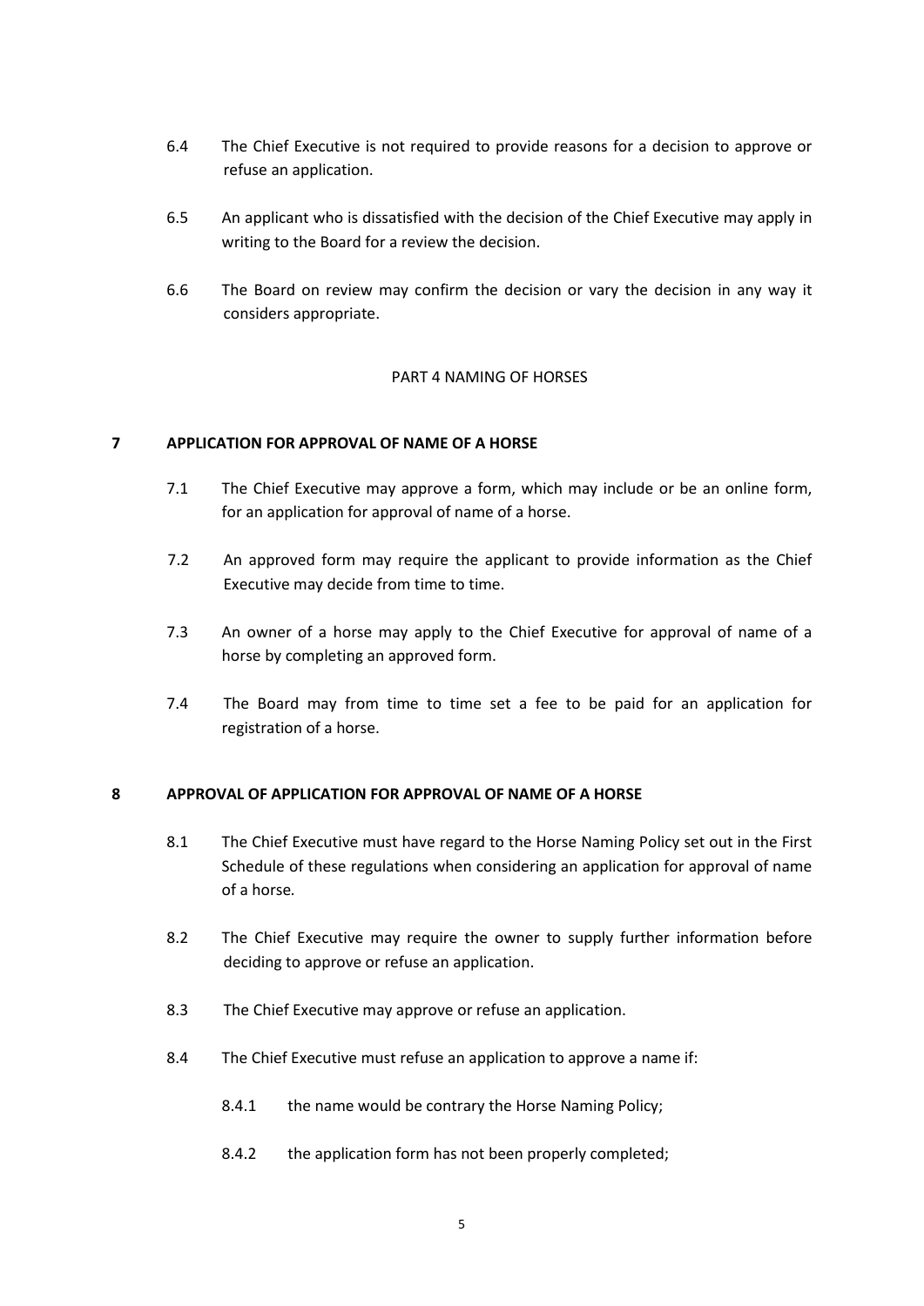6.4 The Chief Executive is not required to provide reasons for a decision to approve or refuse an application.

6.5 An applicant who is dissatisfied with the decision of the Chief Executive may apply in writing to the Board for a review the decision.

6.6 The Board on review may confirm the decision or vary the decision in any way it considers appropriate.

PART 4 NAMING OF HORSES

**7 APPLICATION FOR APPROVAL OF NAME OF A HORSE**

7.1 The Chief Executive may approve a form, which may include or be an online form, for an application for approval of name of a horse.

7.2 An approved form may require the applicant to provide information as the Chief Executive may decide from time to time.

7.3 An owner of a horse may apply to the Chief Executive for approval of name of a horse by completing an approved form.

7.4 The Board may from time to time set a fee to be paid for an application for registration of a horse.

**8 APPROVAL OF APPLICATION FOR APPROVAL OF NAME OF A HORSE**

8.1 The Chief Executive must have regard to the Horse Naming Policy set out in the First Schedule of these regulations when considering an application for approval of name of a horse*.*

8.2 The Chief Executive may require the owner to supply further information before deciding to approve or refuse an application.

8.3 The Chief Executive may approve or refuse an application.

8.4 The Chief Executive must refuse an application to approve a name if:

8.4.1 the name would be contrary the Horse Naming Policy;

8.4.2 the application form has not been properly completed;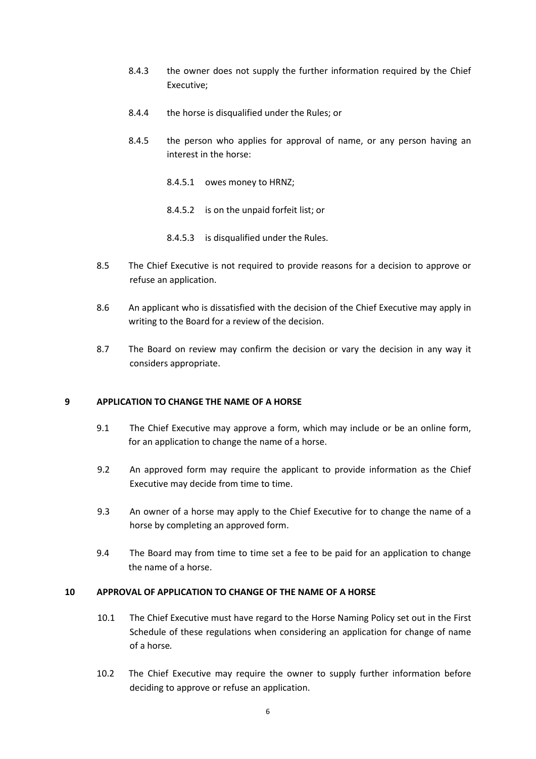8.4.3 the owner does not supply the further information required by the Chief Executive;

8.4.4 the horse is disqualified under the Rules; or

8.4.5 the person who applies for approval of name, or any person having an interest in the horse:

8.4.5.1 owes money to HRNZ;

8.4.5.2 is on the unpaid forfeit list; or

8.4.5.3 is disqualified under the Rules.

8.5 The Chief Executive is not required to provide reasons for a decision to approve or refuse an application.

8.6 An applicant who is dissatisfied with the decision of the Chief Executive may apply in writing to the Board for a review of the decision.

8.7 The Board on review may confirm the decision or vary the decision in any way it considers appropriate.

## 9 APPLICATION TO CHANGE THE NAME OF A HORSE

9.1 The Chief Executive may approve a form, which may include or be an online form, for an application to change the name of a horse.

9.2 An approved form may require the applicant to provide information as the Chief Executive may decide from time to time.

9.3 An owner of a horse may apply to the Chief Executive for to change the name of a horse by completing an approved form.

9.4 The Board may from time to time set a fee to be paid for an application to change the name of a horse.

## 10 APPROVAL OF APPLICATION TO CHANGE OF THE NAME OF A HORSE

10.1 The Chief Executive must have regard to the Horse Naming Policy set out in the First Schedule of these regulations when considering an application for change of name of a horse.

10.2 The Chief Executive may require the owner to supply further information before deciding to approve or refuse an application.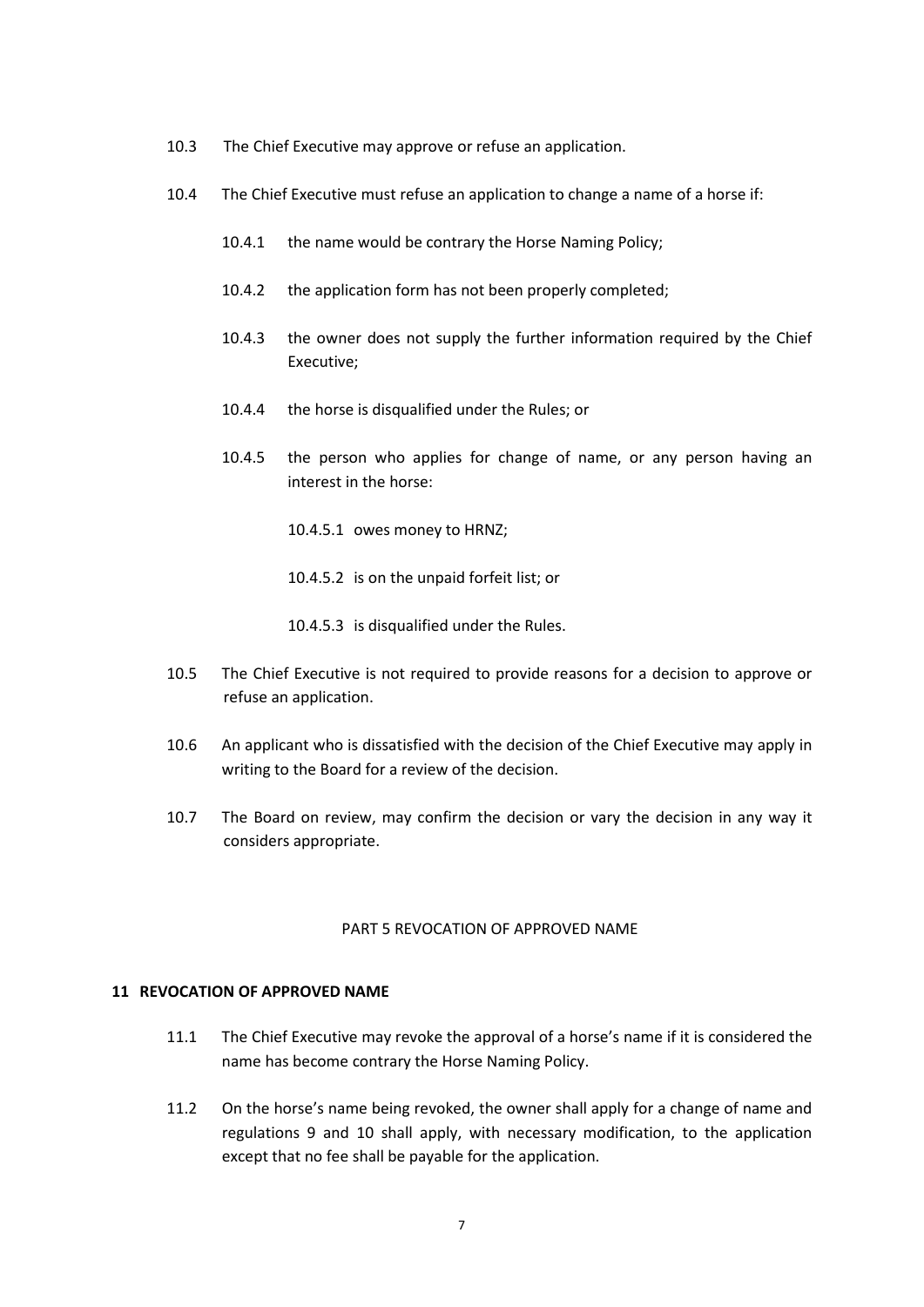10.3 The Chief Executive may approve or refuse an application.

10.4 The Chief Executive must refuse an application to change a name of a horse if:

10.4.1 the name would be contrary the Horse Naming Policy;

10.4.2 the application form has not been properly completed;

10.4.3 the owner does not supply the further information required by the Chief Executive;

10.4.4 the horse is disqualified under the Rules; or

10.4.5 the person who applies for change of name, or any person having an interest in the horse:

10.4.5.1 owes money to HRNZ;

10.4.5.2 is on the unpaid forfeit list; or

10.4.5.3 is disqualified under the Rules.

10.5 The Chief Executive is not required to provide reasons for a decision to approve or refuse an application.

10.6 An applicant who is dissatisfied with the decision of the Chief Executive may apply in writing to the Board for a review of the decision.

10.7 The Board on review, may confirm the decision or vary the decision in any way it considers appropriate.

## PART 5 REVOCATION OF APPROVED NAME

### 11 REVOCATION OF APPROVED NAME

11.1 The Chief Executive may revoke the approval of a horse's name if it is considered the name has become contrary the Horse Naming Policy.

11.2 On the horse's name being revoked, the owner shall apply for a change of name and regulations 9 and 10 shall apply, with necessary modification, to the application except that no fee shall be payable for the application.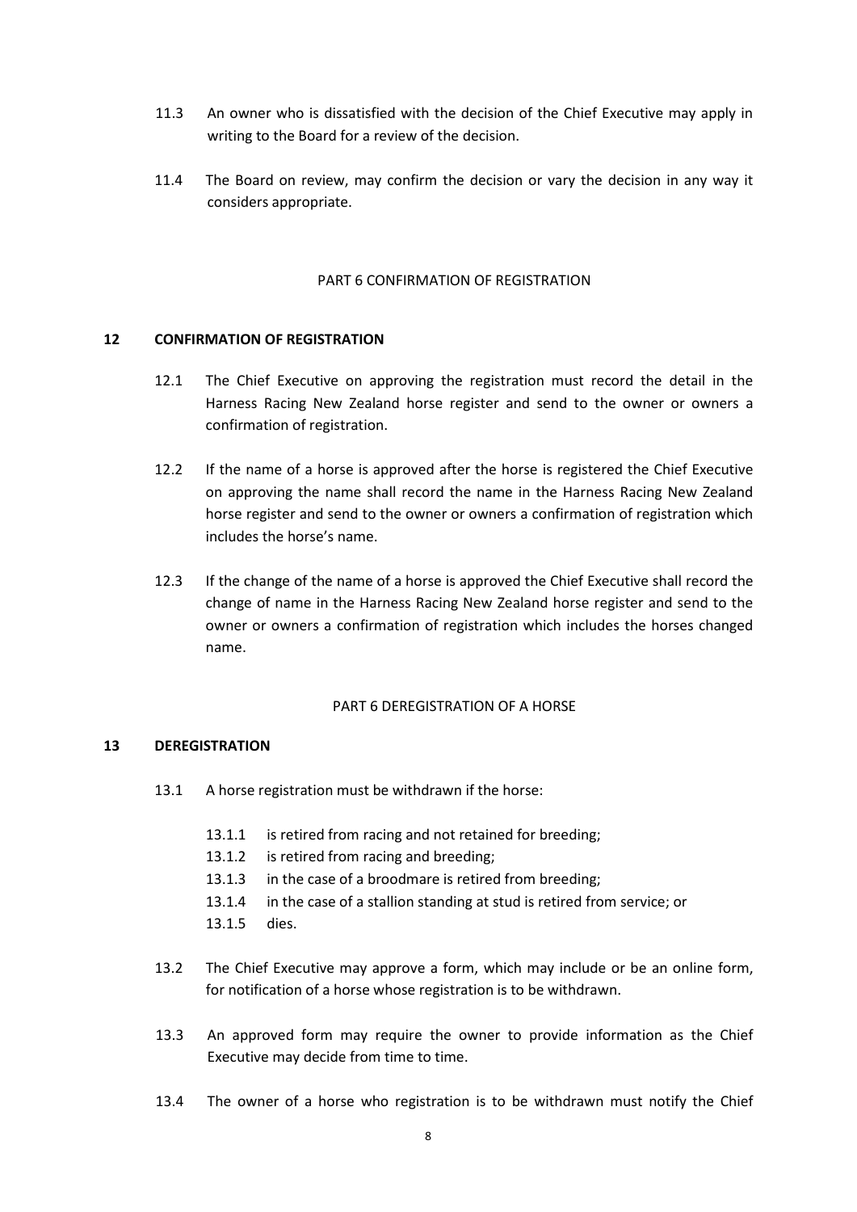11.3 An owner who is dissatisfied with the decision of the Chief Executive may apply in writing to the Board for a review of the decision.

11.4 The Board on review, may confirm the decision or vary the decision in any way it considers appropriate.

## PART 6 CONFIRMATION OF REGISTRATION

### 12 CONFIRMATION OF REGISTRATION

12.1 The Chief Executive on approving the registration must record the detail in the Harness Racing New Zealand horse register and send to the owner or owners a confirmation of registration.

12.2 If the name of a horse is approved after the horse is registered the Chief Executive on approving the name shall record the name in the Harness Racing New Zealand horse register and send to the owner or owners a confirmation of registration which includes the horse's name.

12.3 If the change of the name of a horse is approved the Chief Executive shall record the change of name in the Harness Racing New Zealand horse register and send to the owner or owners a confirmation of registration which includes the horses changed name.

## PART 6 DEREGISTRATION OF A HORSE

### 13 DEREGISTRATION

13.1 A horse registration must be withdrawn if the horse:

- 13.1.1 is retired from racing and not retained for breeding;
- 13.1.2 is retired from racing and breeding;
- 13.1.3 in the case of a broodmare is retired from breeding;
- 13.1.4 in the case of a stallion standing at stud is retired from service; or
- 13.1.5 dies.

13.2 The Chief Executive may approve a form, which may include or be an online form, for notification of a horse whose registration is to be withdrawn.

13.3 An approved form may require the owner to provide information as the Chief Executive may decide from time to time.

13.4 The owner of a horse who registration is to be withdrawn must notify the Chief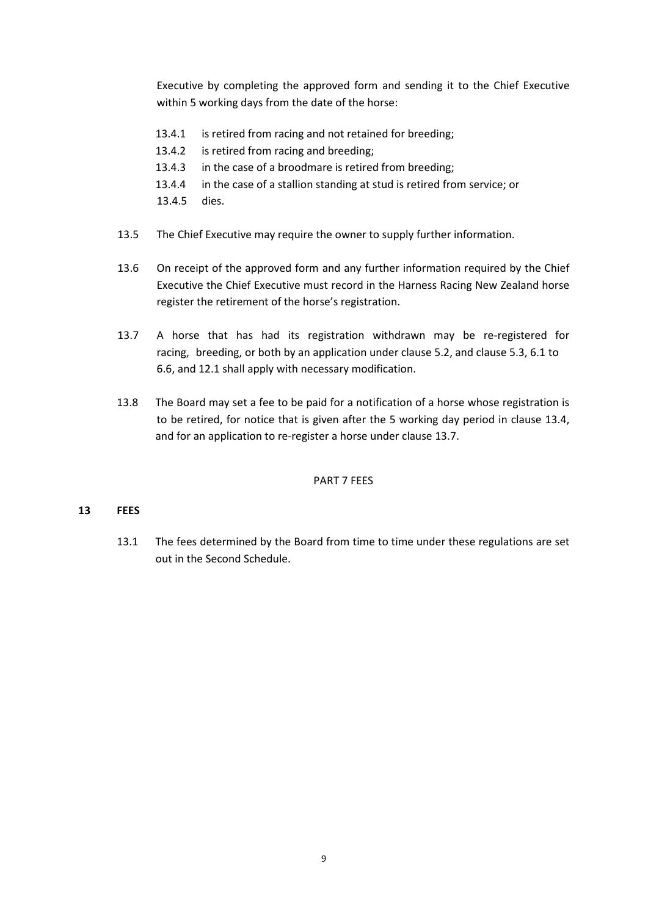Executive by completing the approved form and sending it to the Chief Executive within 5 working days from the date of the horse:

13.4.1 is retired from racing and not retained for breeding;

13.4.2 is retired from racing and breeding;

13.4.3 in the case of a broodmare is retired from breeding;

13.4.4 in the case of a stallion standing at stud is retired from service; or

13.4.5 dies.

13.5 The Chief Executive may require the owner to supply further information.

13.6 On receipt of the approved form and any further information required by the Chief Executive the Chief Executive must record in the Harness Racing New Zealand horse register the retirement of the horse's registration.

13.7 A horse that has had its registration withdrawn may be re-registered for racing, breeding, or both by an application under clause 5.2, and clause 5.3, 6.1 to 6.6, and 12.1 shall apply with necessary modification.

13.8 The Board may set a fee to be paid for a notification of a horse whose registration is to be retired, for notice that is given after the 5 working day period in clause 13.4, and for an application to re-register a horse under clause 13.7.

PART 7 FEES

**13 FEES**

13.1 The fees determined by the Board from time to time under these regulations are set out in the Second Schedule.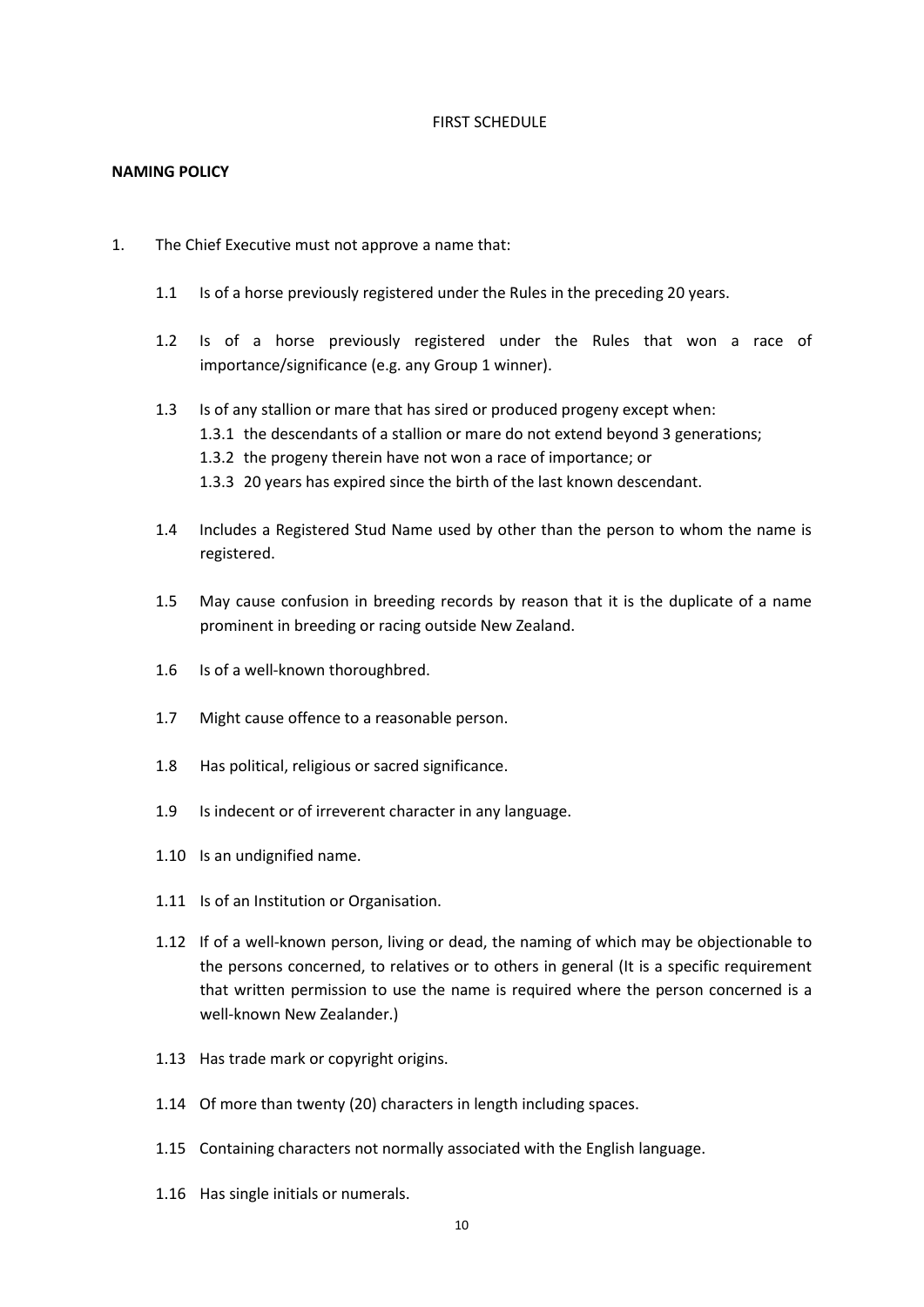FIRST SCHEDULE

**NAMING POLICY**

1. The Chief Executive must not approve a name that:

   1.1 Is of a horse previously registered under the Rules in the preceding 20 years.

   1.2 Is of a horse previously registered under the Rules that won a race of importance/significance (e.g. any Group 1 winner).

   1.3 Is of any stallion or mare that has sired or produced progeny except when:
   1.3.1 the descendants of a stallion or mare do not extend beyond 3 generations;
   1.3.2 the progeny therein have not won a race of importance; or
   1.3.3 20 years has expired since the birth of the last known descendant.

   1.4 Includes a Registered Stud Name used by other than the person to whom the name is registered.

   1.5 May cause confusion in breeding records by reason that it is the duplicate of a name prominent in breeding or racing outside New Zealand.

   1.6 Is of a well-known thoroughbred.

   1.7 Might cause offence to a reasonable person.

   1.8 Has political, religious or sacred significance.

   1.9 Is indecent or of irreverent character in any language.

   1.10 Is an undignified name.

   1.11 Is of an Institution or Organisation.

   1.12 If of a well-known person, living or dead, the naming of which may be objectionable to the persons concerned, to relatives or to others in general (It is a specific requirement that written permission to use the name is required where the person concerned is a well-known New Zealander.)

   1.13 Has trade mark or copyright origins.

   1.14 Of more than twenty (20) characters in length including spaces.

   1.15 Containing characters not normally associated with the English language.

   1.16 Has single initials or numerals.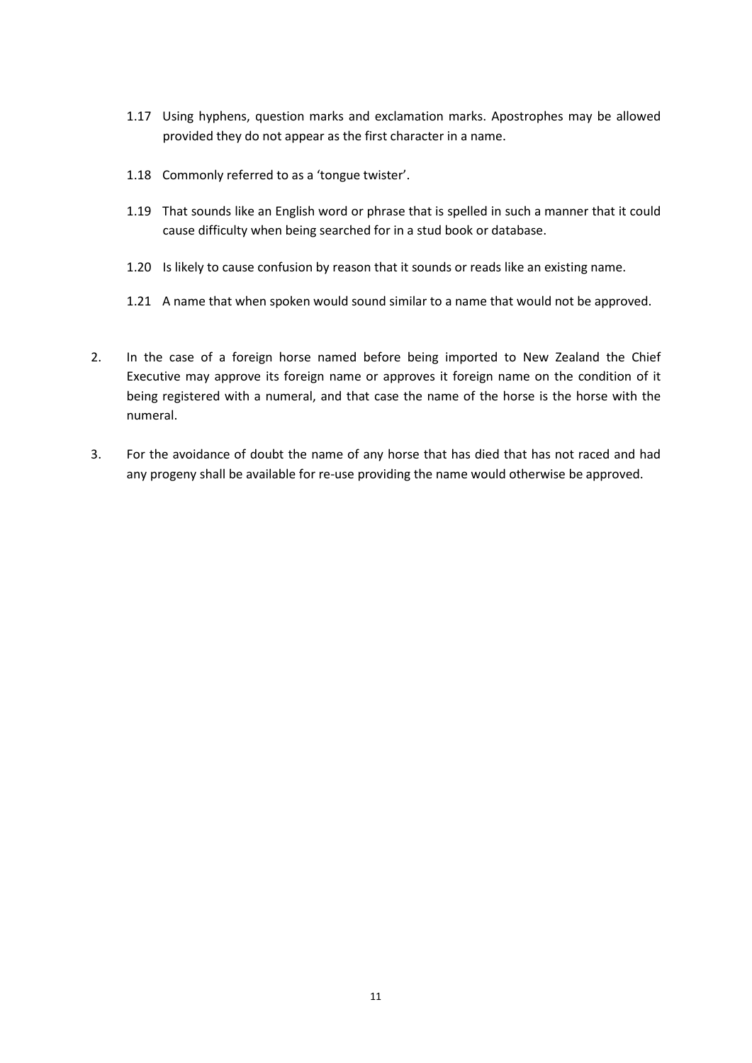1.17 Using hyphens, question marks and exclamation marks. Apostrophes may be allowed provided they do not appear as the first character in a name.

1.18 Commonly referred to as a 'tongue twister'.

1.19 That sounds like an English word or phrase that is spelled in such a manner that it could cause difficulty when being searched for in a stud book or database.

1.20 Is likely to cause confusion by reason that it sounds or reads like an existing name.

1.21 A name that when spoken would sound similar to a name that would not be approved.

2. In the case of a foreign horse named before being imported to New Zealand the Chief Executive may approve its foreign name or approves it foreign name on the condition of it being registered with a numeral, and that case the name of the horse is the horse with the numeral.

3. For the avoidance of doubt the name of any horse that has died that has not raced and had any progeny shall be available for re-use providing the name would otherwise be approved.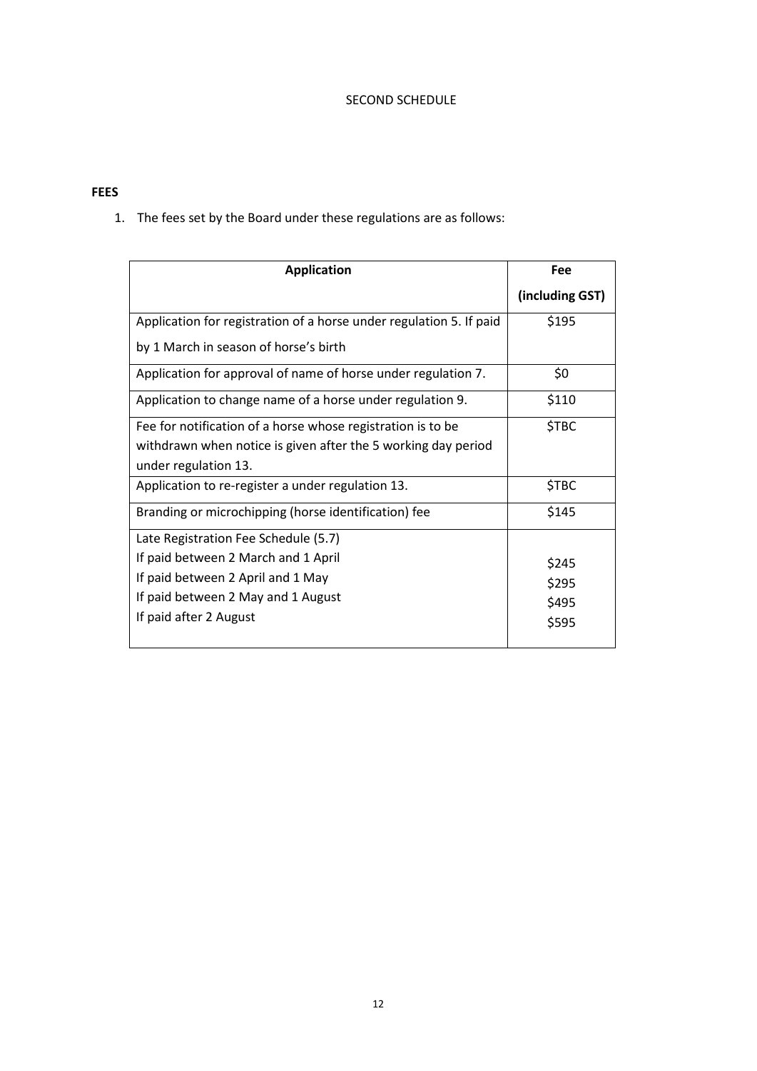SECOND SCHEDULE

**FEES**

1. The fees set by the Board under these regulations are as follows:

| **Application** | **Fee (including GST)** |
| --- | --- |
| Application for registration of a horse under regulation 5. If paid by 1 March in season of horse's birth | $195 |
| Application for approval of name of horse under regulation 7. | $0 |
| Application to change name of a horse under regulation 9. | $110 |
| Fee for notification of a horse whose registration is to be withdrawn when notice is given after the 5 working day period under regulation 13. | $TBC |
| Application to re-register a under regulation 13. | $TBC |
| Branding or microchipping (horse identification) fee | $145 |
| Late Registration Fee Schedule (5.7)<br>If paid between 2 March and 1 April<br>If paid between 2 April and 1 May<br>If paid between 2 May and 1 August<br>If paid after 2 August | <br>$245<br>$295<br>$495<br>$595 |